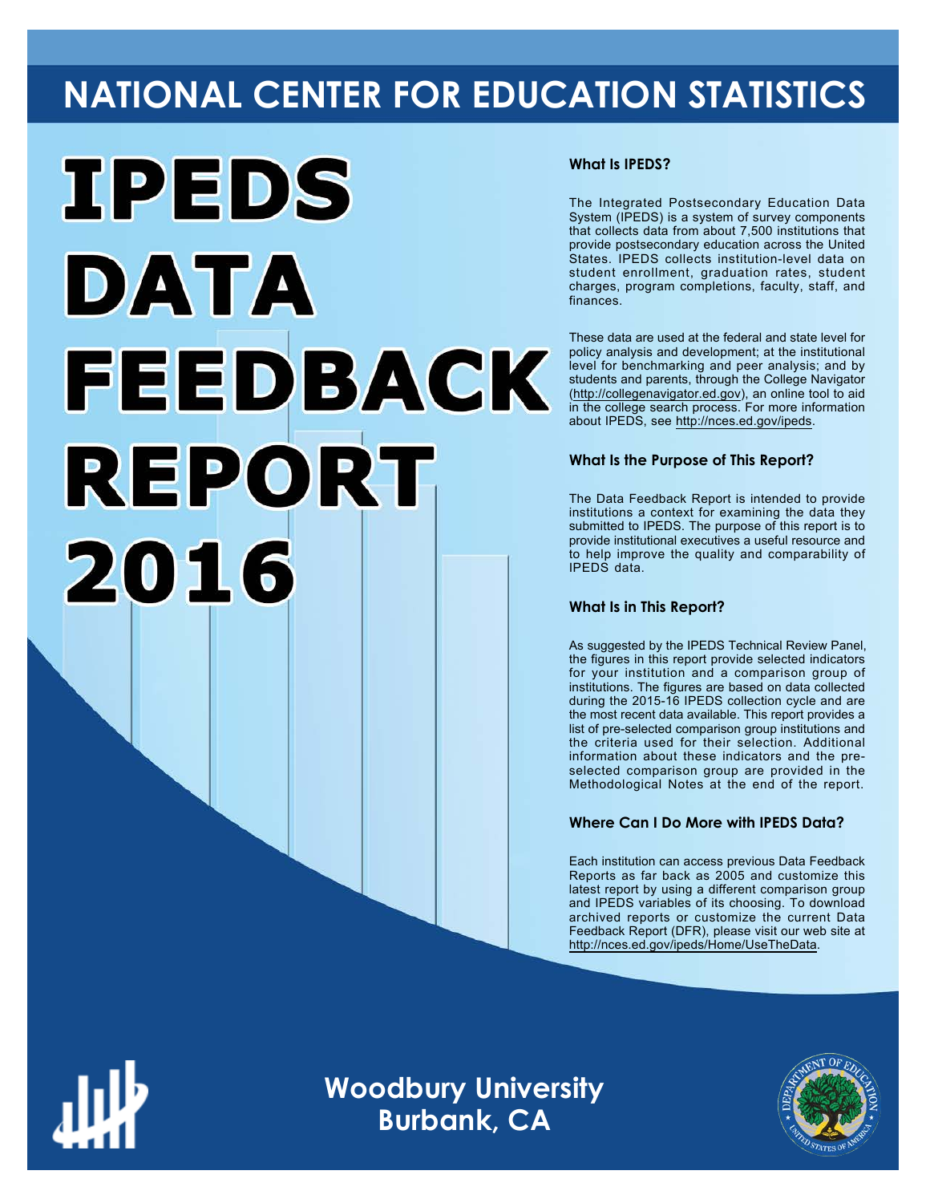# NATIONAL CENTER FOR EDUCATION STATISTICS

# IPEDS DATA FEEDBACK REPORT 2016

### What Is IPEDS?

The Integrated Postsecondary Education Data System (IPEDS) is a system of survey components that collects data from about 7,500 institutions that provide postsecondary education across the United States. IPEDS collects institution-level data on student enrollment, graduation rates, student charges, program completions, faculty, staff, and finances.

These data are used at the federal and state level for policy analysis and development; at the institutional level for benchmarking and peer analysis; and by students and parents, through the College Navigator (http://collegenavigator.ed.gov), an online tool to aid in the college search process. For more information about IPEDS, see http://nces.ed.gov/ipeds.

### What Is the Purpose of This Report?

The Data Feedback Report is intended to provide institutions a context for examining the data they submitted to IPEDS. The purpose of this report is to provide institutional executives a useful resource and to help improve the quality and comparability of IPEDS data.

### What Is in This Report?

As suggested by the IPEDS Technical Review Panel, the figures in this report provide selected indicators for your institution and a comparison group of institutions. The figures are based on data collected during the 2015-16 IPEDS collection cycle and are the most recent data available. This report provides a list of pre-selected comparison group institutions and the criteria used for their selection. Additional information about these indicators and the pre-selected comparison group are provided in the Methodological Notes at the end of the report.

### Where Can I Do More with IPEDS Data?

Each institution can access previous Data Feedback Reports as far back as 2005 and customize this latest report by using a different comparison group and IPEDS variables of its choosing. To download archived reports or customize the current Data Feedback Report (DFR), please visit our web site at http://nces.ed.gov/ipeds/Home/UseTheData.

**Woodbury University**
**Burbank, CA**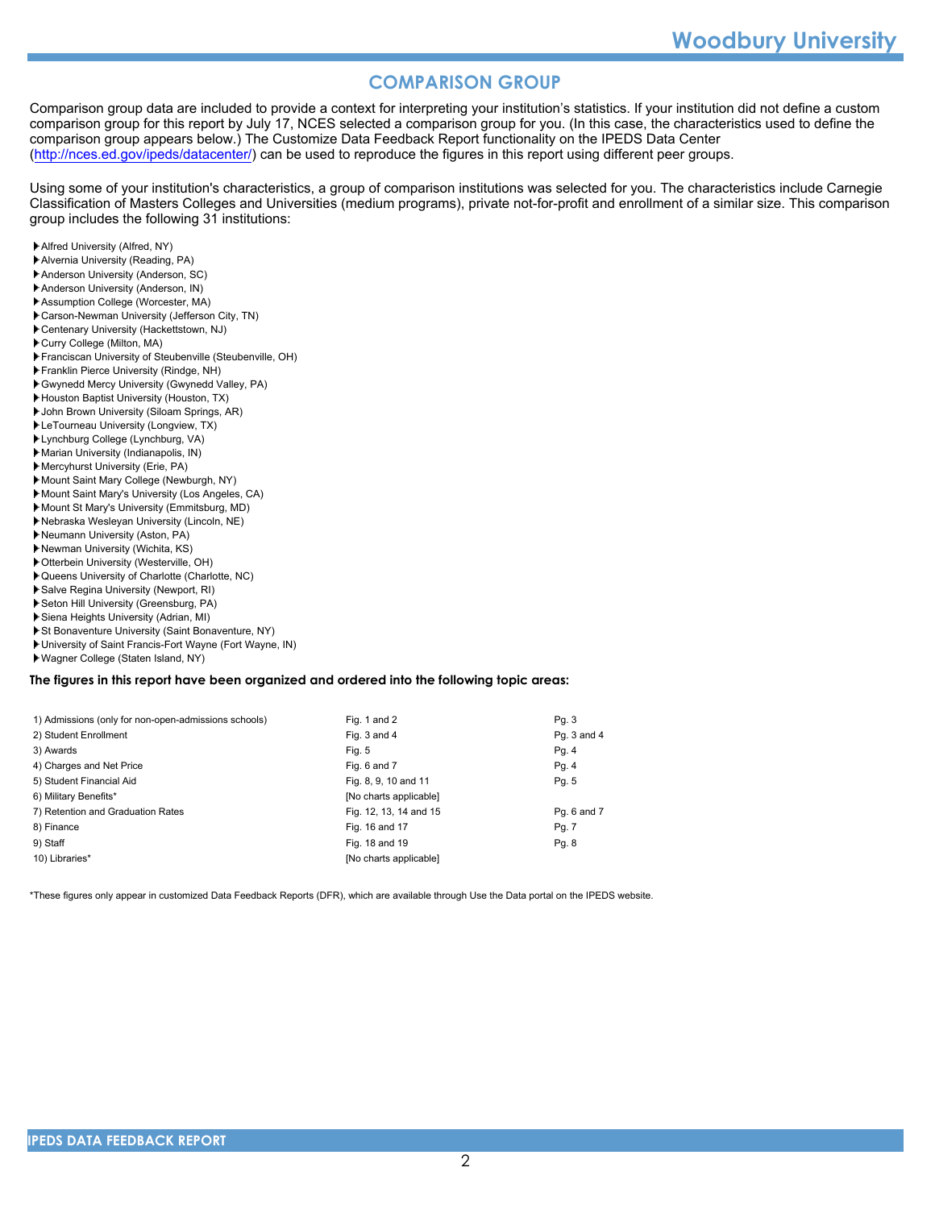## COMPARISON GROUP

Comparison group data are included to provide a context for interpreting your institution's statistics. If your institution did not define a custom comparison group for this report by July 17, NCES selected a comparison group for you. (In this case, the characteristics used to define the comparison group appears below.) The Customize Data Feedback Report functionality on the IPEDS Data Center (http://nces.ed.gov/ipeds/datacenter/) can be used to reproduce the figures in this report using different peer groups.

Using some of your institution's characteristics, a group of comparison institutions was selected for you. The characteristics include Carnegie Classification of Masters Colleges and Universities (medium programs), private not-for-profit and enrollment of a similar size. This comparison group includes the following 31 institutions:

- Alfred University (Alfred, NY)
- Alvernia University (Reading, PA)
- Anderson University (Anderson, SC)
- Anderson University (Anderson, IN)
- Assumption College (Worcester, MA)
- Carson-Newman University (Jefferson City, TN)
- Centenary University (Hackettstown, NJ)
- Curry College (Milton, MA)
- Franciscan University of Steubenville (Steubenville, OH)
- Franklin Pierce University (Rindge, NH)
- Gwynedd Mercy University (Gwynedd Valley, PA)
- Houston Baptist University (Houston, TX)
- John Brown University (Siloam Springs, AR)
- LeTourneau University (Longview, TX)
- Lynchburg College (Lynchburg, VA)
- Marian University (Indianapolis, IN)
- Mercyhurst University (Erie, PA)
- Mount Saint Mary College (Newburgh, NY)
- Mount Saint Mary's University (Los Angeles, CA)
- Mount St Mary's University (Emmitsburg, MD)
- Nebraska Wesleyan University (Lincoln, NE)
- Neumann University (Aston, PA)
- Newman University (Wichita, KS)
- Otterbein University (Westerville, OH)
- Queens University of Charlotte (Charlotte, NC)
- Salve Regina University (Newport, RI)
- Seton Hill University (Greensburg, PA)
- Siena Heights University (Adrian, MI)
- St Bonaventure University (Saint Bonaventure, NY)
- University of Saint Francis-Fort Wayne (Fort Wayne, IN)
- Wagner College (Staten Island, NY)

**The figures in this report have been organized and ordered into the following topic areas:**

| Topic | Figures | Pages |
|---|---|---|
| 1) Admissions (only for non-open-admissions schools) | Fig. 1 and 2 | Pg. 3 |
| 2) Student Enrollment | Fig. 3 and 4 | Pg. 3 and 4 |
| 3) Awards | Fig. 5 | Pg. 4 |
| 4) Charges and Net Price | Fig. 6 and 7 | Pg. 4 |
| 5) Student Financial Aid | Fig. 8, 9, 10 and 11 | Pg. 5 |
| 6) Military Benefits* | [No charts applicable] | |
| 7) Retention and Graduation Rates | Fig. 12, 13, 14 and 15 | Pg. 6 and 7 |
| 8) Finance | Fig. 16 and 17 | Pg. 7 |
| 9) Staff | Fig. 18 and 19 | Pg. 8 |
| 10) Libraries* | [No charts applicable] | |

*These figures only appear in customized Data Feedback Reports (DFR), which are available through Use the Data portal on the IPEDS website.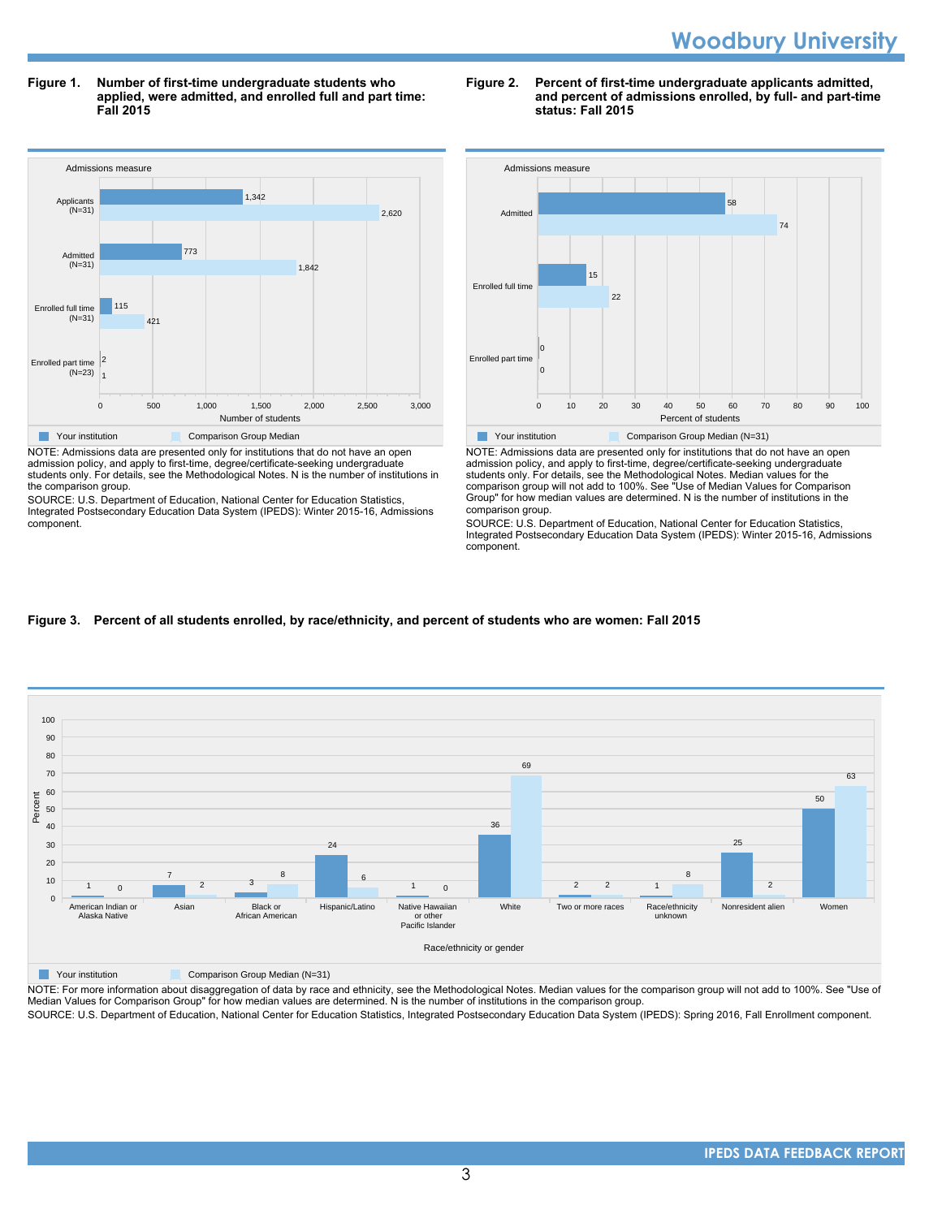**Figure 1. Number of first-time undergraduate students who applied, were admitted, and enrolled full and part time: Fall 2015**

| Admissions measure | Your institution | Comparison Group Median |
|---|---|---|
| Applicants (N=31) | 1,342 | 2,620 |
| Admitted (N=31) | 773 | 1,842 |
| Enrolled full time (N=31) | 115 | 421 |
| Enrolled part time (N=23) | 2 | 1 |

NOTE: Admissions data are presented only for institutions that do not have an open admission policy, and apply to first-time, degree/certificate-seeking undergraduate students only. For details, see the Methodological Notes. N is the number of institutions in the comparison group.

SOURCE: U.S. Department of Education, National Center for Education Statistics, Integrated Postsecondary Education Data System (IPEDS): Winter 2015-16, Admissions component.

**Figure 2. Percent of first-time undergraduate applicants admitted, and percent of admissions enrolled, by full- and part-time status: Fall 2015**

| Admissions measure | Your institution | Comparison Group Median (N=31) |
|---|---|---|
| Admitted | 58 | 74 |
| Enrolled full time | 15 | 22 |
| Enrolled part time | 0 | 0 |

NOTE: Admissions data are presented only for institutions that do not have an open admission policy, and apply to first-time, degree/certificate-seeking undergraduate students only. For details, see the Methodological Notes. Median values for the comparison group will not add to 100%. See "Use of Median Values for Comparison Group" for how median values are determined. N is the number of institutions in the comparison group.

SOURCE: U.S. Department of Education, National Center for Education Statistics, Integrated Postsecondary Education Data System (IPEDS): Winter 2015-16, Admissions component.

**Figure 3. Percent of all students enrolled, by race/ethnicity, and percent of students who are women: Fall 2015**

| Race/ethnicity or gender | Your institution | Comparison Group Median (N=31) |
|---|---|---|
| American Indian or Alaska Native | 1 | 0 |
| Asian | 7 | 2 |
| Black or African American | 3 | 8 |
| Hispanic/Latino | 24 | 6 |
| Native Hawaiian or other Pacific Islander | 1 | 0 |
| White | 36 | 69 |
| Two or more races | 2 | 2 |
| Race/ethnicity unknown | 1 | 8 |
| Nonresident alien | 25 | 2 |
| Women | 50 | 63 |

NOTE: For more information about disaggregation of data by race and ethnicity, see the Methodological Notes. Median values for the comparison group will not add to 100%. See "Use of Median Values for Comparison Group" for how median values are determined. N is the number of institutions in the comparison group.

SOURCE: U.S. Department of Education, National Center for Education Statistics, Integrated Postsecondary Education Data System (IPEDS): Spring 2016, Fall Enrollment component.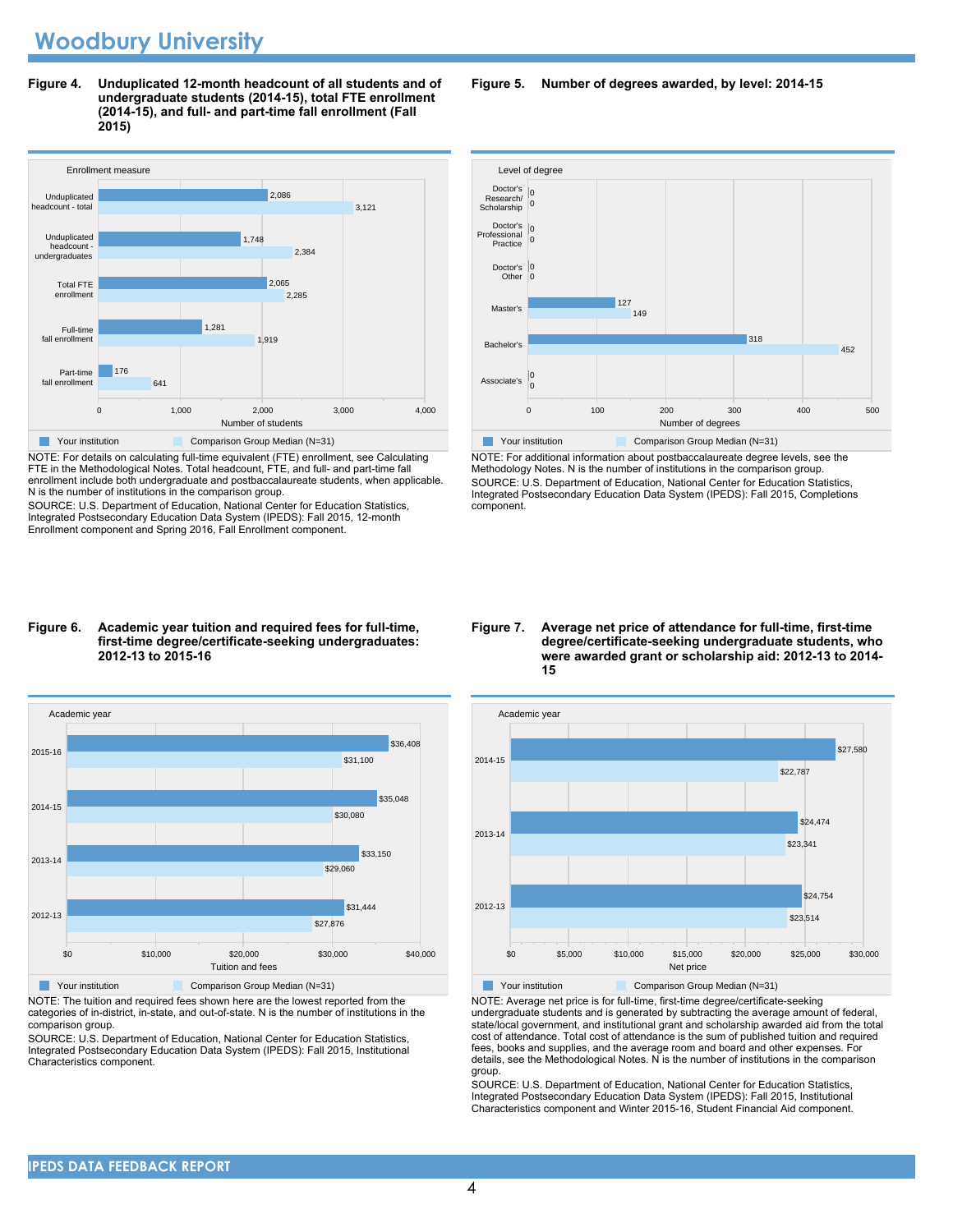# Woodbury University

**Figure 4. Unduplicated 12-month headcount of all students and of undergraduate students (2014-15), total FTE enrollment (2014-15), and full- and part-time fall enrollment (Fall 2015)**

| Enrollment measure | Your institution | Comparison Group Median (N=31) |
|---|---|---|
| Unduplicated headcount - total | 2,086 | 3,121 |
| Unduplicated headcount - undergraduates | 1,748 | 2,384 |
| Total FTE enrollment | 2,065 | 2,285 |
| Full-time fall enrollment | 1,281 | 1,919 |
| Part-time fall enrollment | 176 | 641 |

NOTE: For details on calculating full-time equivalent (FTE) enrollment, see Calculating FTE in the Methodological Notes. Total headcount, FTE, and full- and part-time fall enrollment include both undergraduate and postbaccalaureate students, when applicable. N is the number of institutions in the comparison group.

SOURCE: U.S. Department of Education, National Center for Education Statistics, Integrated Postsecondary Education Data System (IPEDS): Fall 2015, 12-month Enrollment component and Spring 2016, Fall Enrollment component.

**Figure 5. Number of degrees awarded, by level: 2014-15**

| Level of degree | Your institution | Comparison Group Median (N=31) |
|---|---|---|
| Doctor's Research/ Scholarship | 0 | 0 |
| Doctor's Professional Practice | 0 | 0 |
| Doctor's Other | 0 | 0 |
| Master's | 127 | 149 |
| Bachelor's | 318 | 452 |
| Associate's | 0 | 0 |

NOTE: For additional information about postbaccalaureate degree levels, see the Methodology Notes. N is the number of institutions in the comparison group.

SOURCE: U.S. Department of Education, National Center for Education Statistics, Integrated Postsecondary Education Data System (IPEDS): Fall 2015, Completions component.

**Figure 6. Academic year tuition and required fees for full-time, first-time degree/certificate-seeking undergraduates: 2012-13 to 2015-16**

| Academic year | Your institution | Comparison Group Median (N=31) |
|---|---|---|
| 2015-16 | $36,408 | $31,100 |
| 2014-15 | $35,048 | $30,080 |
| 2013-14 | $33,150 | $29,060 |
| 2012-13 | $31,444 | $27,876 |

NOTE: The tuition and required fees shown here are the lowest reported from the categories of in-district, in-state, and out-of-state. N is the number of institutions in the comparison group.

SOURCE: U.S. Department of Education, National Center for Education Statistics, Integrated Postsecondary Education Data System (IPEDS): Fall 2015, Institutional Characteristics component.

**Figure 7. Average net price of attendance for full-time, first-time degree/certificate-seeking undergraduate students, who were awarded grant or scholarship aid: 2012-13 to 2014-15**

| Academic year | Your institution | Comparison Group Median (N=31) |
|---|---|---|
| 2014-15 | $27,580 | $22,787 |
| 2013-14 | $24,474 | $23,341 |
| 2012-13 | $24,754 | $23,514 |

NOTE: Average net price is for full-time, first-time degree/certificate-seeking undergraduate students and is generated by subtracting the average amount of federal, state/local government, and institutional grant and scholarship awarded aid from the total cost of attendance. Total cost of attendance is the sum of published tuition and required fees, books and supplies, and the average room and board and other expenses. For details, see the Methodological Notes. N is the number of institutions in the comparison group.

SOURCE: U.S. Department of Education, National Center for Education Statistics, Integrated Postsecondary Education Data System (IPEDS): Fall 2015, Institutional Characteristics component and Winter 2015-16, Student Financial Aid component.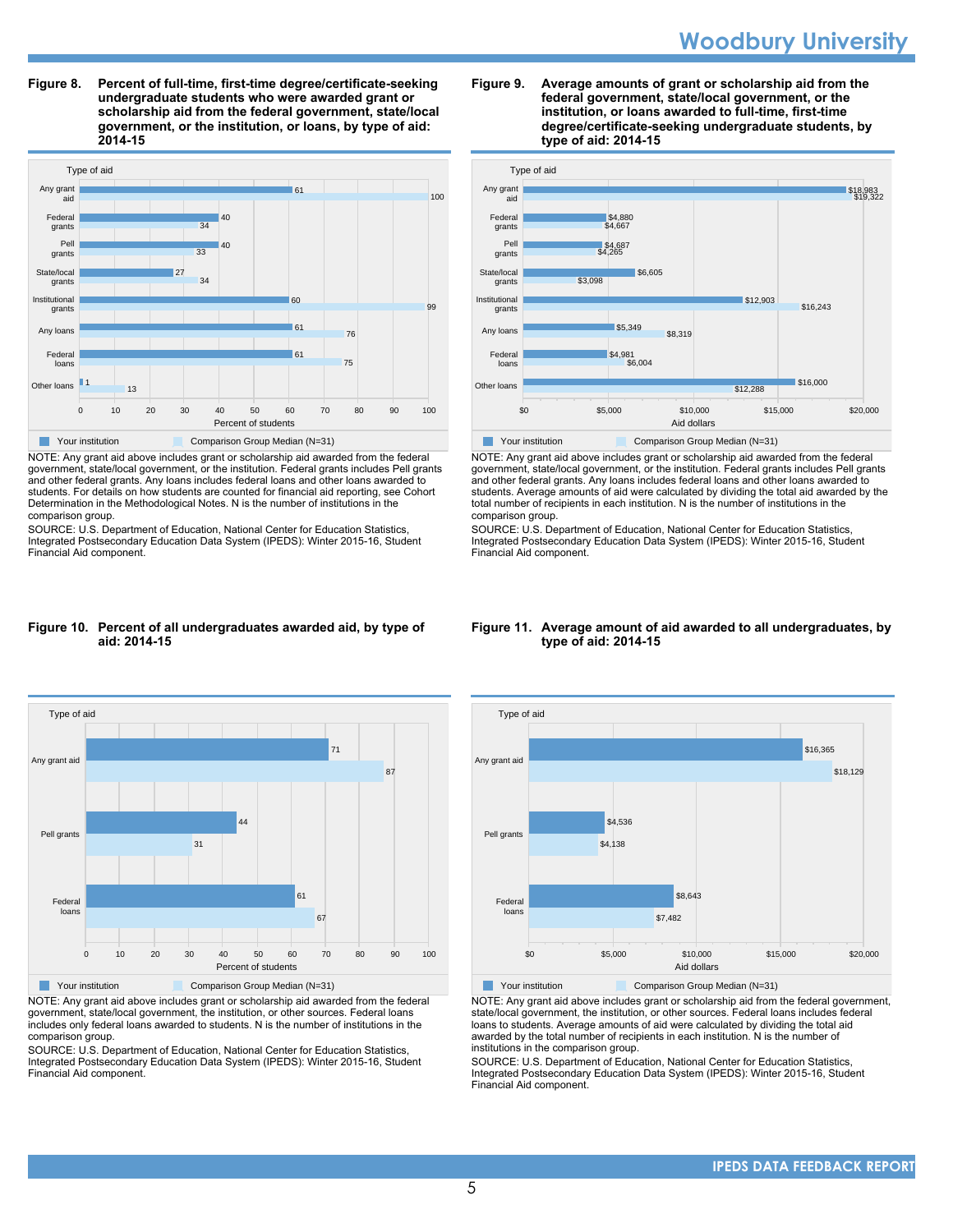**Figure 8. Percent of full-time, first-time degree/certificate-seeking undergraduate students who were awarded grant or scholarship aid from the federal government, state/local government, or the institution, or loans, by type of aid: 2014-15**

| Type of aid | Your institution | Comparison Group Median (N=31) |
|---|---|---|
| Any grant aid | 61 | 100 |
| Federal grants | 40 | 34 |
| Pell grants | 40 | 33 |
| State/local grants | 27 | 34 |
| Institutional grants | 60 | 99 |
| Any loans | 61 | 76 |
| Federal loans | 61 | 75 |
| Other loans | 1 | 13 |

NOTE: Any grant aid above includes grant or scholarship aid awarded from the federal government, state/local government, or the institution. Federal grants includes Pell grants and other federal grants. Any loans includes federal loans and other loans awarded to students. For details on how students are counted for financial aid reporting, see Cohort Determination in the Methodological Notes. N is the number of institutions in the comparison group.

SOURCE: U.S. Department of Education, National Center for Education Statistics, Integrated Postsecondary Education Data System (IPEDS): Winter 2015-16, Student Financial Aid component.

**Figure 9. Average amounts of grant or scholarship aid from the federal government, state/local government, or the institution, or loans awarded to full-time, first-time degree/certificate-seeking undergraduate students, by type of aid: 2014-15**

| Type of aid | Your institution | Comparison Group Median (N=31) |
|---|---|---|
| Any grant aid | $18,983 | $19,322 |
| Federal grants | $4,880 | $4,667 |
| Pell grants | $4,687 | $4,265 |
| State/local grants | $6,605 | $3,098 |
| Institutional grants | $12,903 | $16,243 |
| Any loans | $5,349 | $8,319 |
| Federal loans | $4,981 | $6,004 |
| Other loans | $16,000 | $12,288 |

NOTE: Any grant aid above includes grant or scholarship aid awarded from the federal government, state/local government, or the institution. Federal grants includes Pell grants and other federal grants. Any loans includes federal loans and other loans awarded to students. Average amounts of aid were calculated by dividing the total aid awarded by the total number of recipients in each institution. N is the number of institutions in the comparison group.

SOURCE: U.S. Department of Education, National Center for Education Statistics, Integrated Postsecondary Education Data System (IPEDS): Winter 2015-16, Student Financial Aid component.

**Figure 10. Percent of all undergraduates awarded aid, by type of aid: 2014-15**

| Type of aid | Your institution | Comparison Group Median (N=31) |
|---|---|---|
| Any grant aid | 71 | 87 |
| Pell grants | 44 | 31 |
| Federal loans | 61 | 67 |

NOTE: Any grant aid above includes grant or scholarship aid awarded from the federal government, state/local government, the institution, or other sources. Federal loans includes only federal loans awarded to students. N is the number of institutions in the comparison group.

SOURCE: U.S. Department of Education, National Center for Education Statistics, Integrated Postsecondary Education Data System (IPEDS): Winter 2015-16, Student Financial Aid component.

**Figure 11. Average amount of aid awarded to all undergraduates, by type of aid: 2014-15**

| Type of aid | Your institution | Comparison Group Median (N=31) |
|---|---|---|
| Any grant aid | $16,365 | $18,129 |
| Pell grants | $4,536 | $4,138 |
| Federal loans | $8,643 | $7,482 |

NOTE: Any grant aid above includes grant or scholarship aid from the federal government, state/local government, the institution, or other sources. Federal loans includes federal loans to students. Average amounts of aid were calculated by dividing the total aid awarded by the total number of recipients in each institution. N is the number of institutions in the comparison group.

SOURCE: U.S. Department of Education, National Center for Education Statistics, Integrated Postsecondary Education Data System (IPEDS): Winter 2015-16, Student Financial Aid component.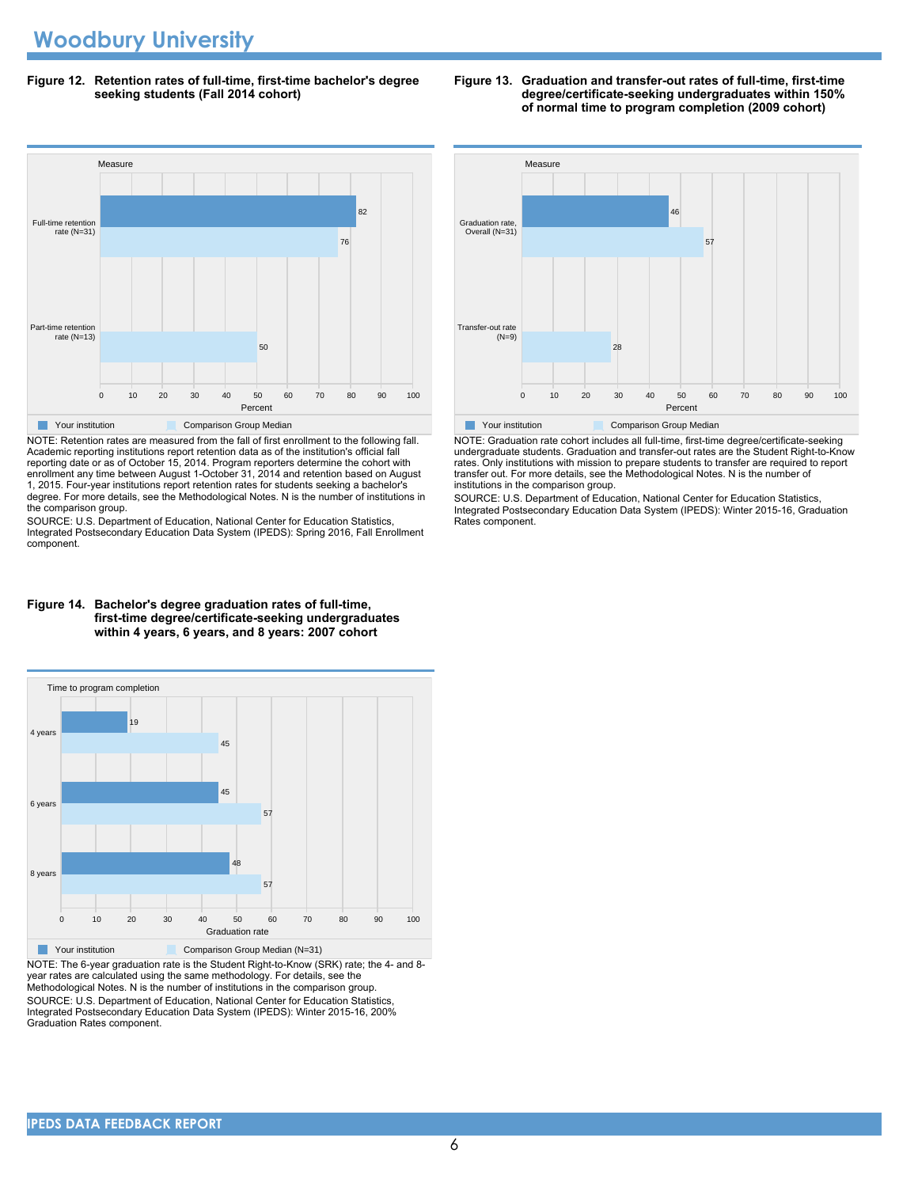# Woodbury University

**Figure 12. Retention rates of full-time, first-time bachelor's degree seeking students (Fall 2014 cohort)**

| Measure | Your institution | Comparison Group Median |
|---|---|---|
| Full-time retention rate (N=31) | 82 | 76 |
| Part-time retention rate (N=13) | | 50 |

NOTE: Retention rates are measured from the fall of first enrollment to the following fall. Academic reporting institutions report retention data as of the institution's official fall reporting date or as of October 15, 2014. Program reporters determine the cohort with enrollment any time between August 1-October 31, 2014 and retention based on August 1, 2015. Four-year institutions report retention rates for students seeking a bachelor's degree. For more details, see the Methodological Notes. N is the number of institutions in the comparison group.

SOURCE: U.S. Department of Education, National Center for Education Statistics, Integrated Postsecondary Education Data System (IPEDS): Spring 2016, Fall Enrollment component.

**Figure 13. Graduation and transfer-out rates of full-time, first-time degree/certificate-seeking undergraduates within 150% of normal time to program completion (2009 cohort)**

| Measure | Your institution | Comparison Group Median |
|---|---|---|
| Graduation rate, Overall (N=31) | 46 | 57 |
| Transfer-out rate (N=9) | | 28 |

NOTE: Graduation rate cohort includes all full-time, first-time degree/certificate-seeking undergraduate students. Graduation and transfer-out rates are the Student Right-to-Know rates. Only institutions with mission to prepare students to transfer are required to report transfer out. For more details, see the Methodological Notes. N is the number of institutions in the comparison group.

SOURCE: U.S. Department of Education, National Center for Education Statistics, Integrated Postsecondary Education Data System (IPEDS): Winter 2015-16, Graduation Rates component.

**Figure 14. Bachelor's degree graduation rates of full-time, first-time degree/certificate-seeking undergraduates within 4 years, 6 years, and 8 years: 2007 cohort**

| Time to program completion | Your institution | Comparison Group Median (N=31) |
|---|---|---|
| 4 years | 19 | 45 |
| 6 years | 45 | 57 |
| 8 years | 48 | 57 |

NOTE: The 6-year graduation rate is the Student Right-to-Know (SRK) rate; the 4- and 8-year rates are calculated using the same methodology. For details, see the Methodological Notes. N is the number of institutions in the comparison group.

SOURCE: U.S. Department of Education, National Center for Education Statistics, Integrated Postsecondary Education Data System (IPEDS): Winter 2015-16, 200% Graduation Rates component.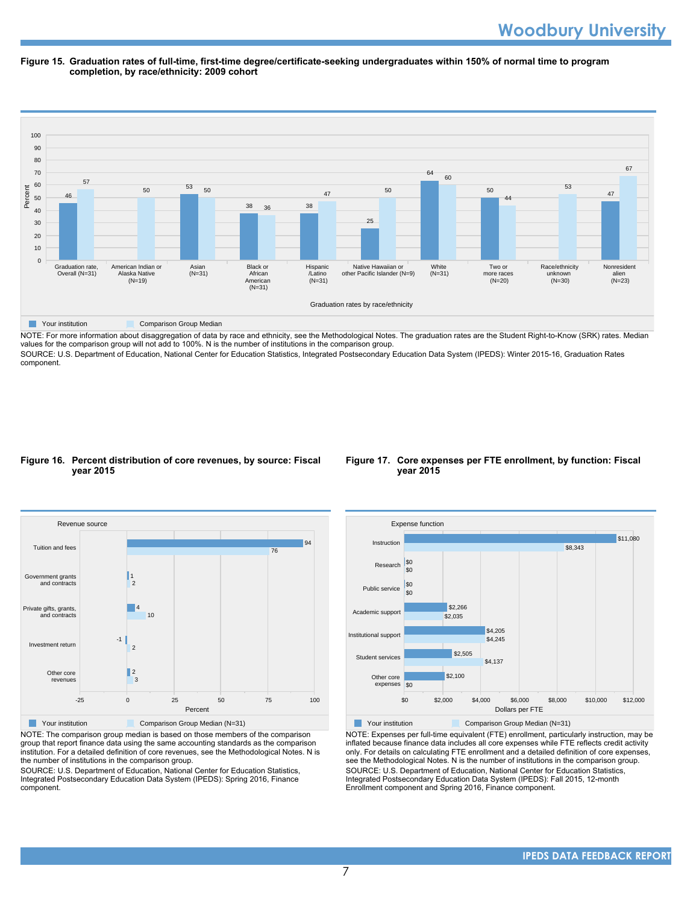**Figure 15. Graduation rates of full-time, first-time degree/certificate-seeking undergraduates within 150% of normal time to program completion, by race/ethnicity: 2009 cohort**

| Graduation rates by race/ethnicity | Your institution | Comparison Group Median |
|---|---|---|
| Graduation rate, Overall (N=31) | 46 | 57 |
| American Indian or Alaska Native (N=19) | | 50 |
| Asian (N=31) | 53 | 50 |
| Black or African American (N=31) | 38 | 36 |
| Hispanic /Latino (N=31) | 38 | 47 |
| Native Hawaiian or other Pacific Islander (N=9) | 25 | 50 |
| White (N=31) | 64 | 60 |
| Two or more races (N=20) | 50 | 44 |
| Race/ethnicity unknown (N=30) | | 53 |
| Nonresident alien (N=23) | 47 | 67 |

NOTE: For more information about disaggregation of data by race and ethnicity, see the Methodological Notes. The graduation rates are the Student Right-to-Know (SRK) rates. Median values for the comparison group will not add to 100%. N is the number of institutions in the comparison group.

SOURCE: U.S. Department of Education, National Center for Education Statistics, Integrated Postsecondary Education Data System (IPEDS): Winter 2015-16, Graduation Rates component.

**Figure 16. Percent distribution of core revenues, by source: Fiscal year 2015**

| Revenue source | Your institution (Percent) | Comparison Group Median (N=31) (Percent) |
|---|---|---|
| Tuition and fees | 94 | 76 |
| Government grants and contracts | 1 | 2 |
| Private gifts, grants, and contracts | 4 | 10 |
| Investment return | -1 | 2 |
| Other core revenues | 2 | 3 |

NOTE: The comparison group median is based on those members of the comparison group that report finance data using the same accounting standards as the comparison institution. For a detailed definition of core revenues, see the Methodological Notes. N is the number of institutions in the comparison group.

SOURCE: U.S. Department of Education, National Center for Education Statistics, Integrated Postsecondary Education Data System (IPEDS): Spring 2016, Finance component.

**Figure 17. Core expenses per FTE enrollment, by function: Fiscal year 2015**

| Expense function | Your institution (Dollars per FTE) | Comparison Group Median (N=31) (Dollars per FTE) |
|---|---|---|
| Instruction | $11,080 | $8,343 |
| Research | $0 | $0 |
| Public service | $0 | $0 |
| Academic support | $2,266 | $2,035 |
| Institutional support | $4,205 | $4,245 |
| Student services | $2,505 | $4,137 |
| Other core expenses | $2,100 | $0 |

NOTE: Expenses per full-time equivalent (FTE) enrollment, particularly instruction, may be inflated because finance data includes all core expenses while FTE reflects credit activity only. For details on calculating FTE enrollment and a detailed definition of core expenses, see the Methodological Notes. N is the number of institutions in the comparison group.

SOURCE: U.S. Department of Education, National Center for Education Statistics, Integrated Postsecondary Education Data System (IPEDS): Fall 2015, 12-month Enrollment component and Spring 2016, Finance component.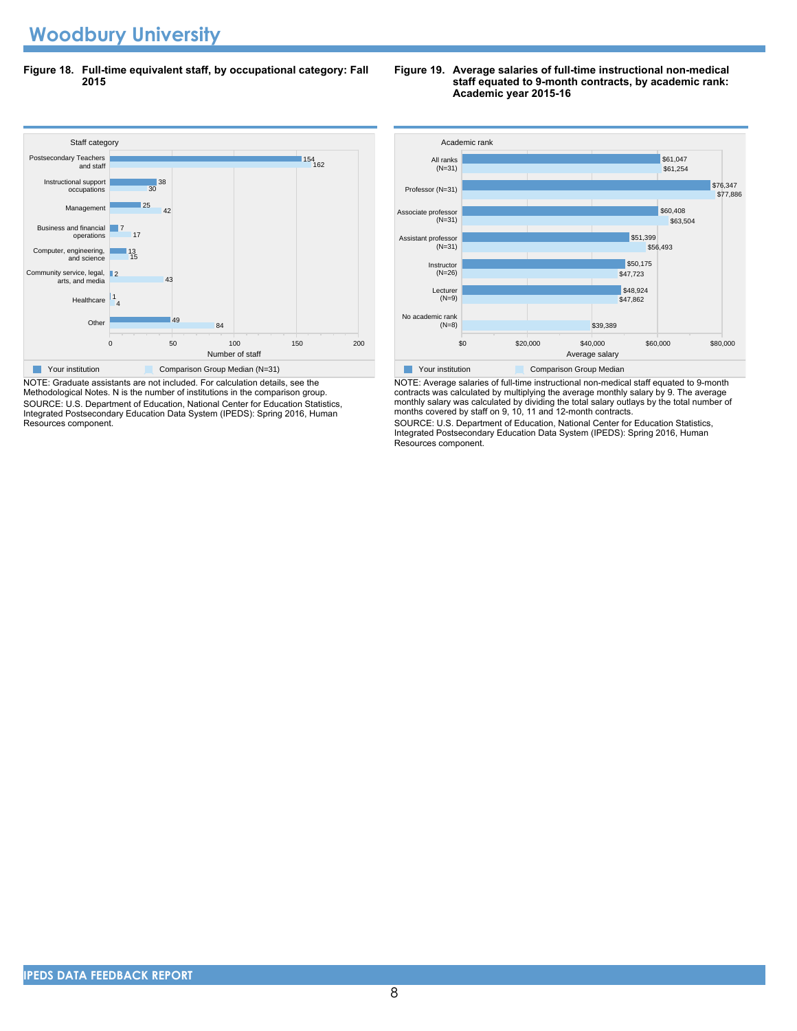# Woodbury University

**Figure 18. Full-time equivalent staff, by occupational category: Fall 2015**

| Staff category | Your institution | Comparison Group Median (N=31) |
|---|---|---|
| Postsecondary Teachers and staff | 154 | 162 |
| Instructional support occupations | 38 | 30 |
| Management | 25 | 42 |
| Business and financial operations | 7 | 17 |
| Computer, engineering, and science | 13 | 15 |
| Community service, legal, arts, and media | 2 | 43 |
| Healthcare | 1 | 4 |
| Other | 49 | 84 |

NOTE: Graduate assistants are not included. For calculation details, see the Methodological Notes. N is the number of institutions in the comparison group.
SOURCE: U.S. Department of Education, National Center for Education Statistics, Integrated Postsecondary Education Data System (IPEDS): Spring 2016, Human Resources component.

**Figure 19. Average salaries of full-time instructional non-medical staff equated to 9-month contracts, by academic rank: Academic year 2015-16**

| Academic rank | Your institution | Comparison Group Median |
|---|---|---|
| All ranks (N=31) | $61,047 | $61,254 |
| Professor (N=31) | $76,347 | $77,886 |
| Associate professor (N=31) | $60,408 | $63,504 |
| Assistant professor (N=31) | $51,399 | $56,493 |
| Instructor (N=26) | $50,175 | $47,723 |
| Lecturer (N=9) | $48,924 | $47,862 |
| No academic rank (N=8) | | $39,389 |

NOTE: Average salaries of full-time instructional non-medical staff equated to 9-month contracts was calculated by multiplying the average monthly salary by 9. The average monthly salary was calculated by dividing the total salary outlays by the total number of months covered by staff on 9, 10, 11 and 12-month contracts.
SOURCE: U.S. Department of Education, National Center for Education Statistics, Integrated Postsecondary Education Data System (IPEDS): Spring 2016, Human Resources component.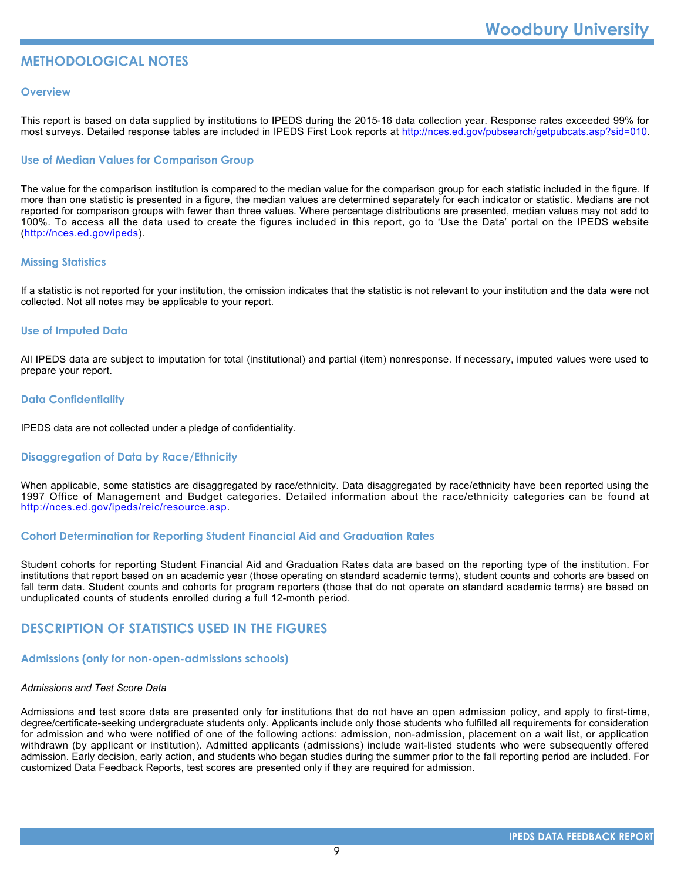## METHODOLOGICAL NOTES

### Overview

This report is based on data supplied by institutions to IPEDS during the 2015-16 data collection year. Response rates exceeded 99% for most surveys. Detailed response tables are included in IPEDS First Look reports at http://nces.ed.gov/pubsearch/getpubcats.asp?sid=010.

### Use of Median Values for Comparison Group

The value for the comparison institution is compared to the median value for the comparison group for each statistic included in the figure. If more than one statistic is presented in a figure, the median values are determined separately for each indicator or statistic. Medians are not reported for comparison groups with fewer than three values. Where percentage distributions are presented, median values may not add to 100%. To access all the data used to create the figures included in this report, go to 'Use the Data' portal on the IPEDS website (http://nces.ed.gov/ipeds).

### Missing Statistics

If a statistic is not reported for your institution, the omission indicates that the statistic is not relevant to your institution and the data were not collected. Not all notes may be applicable to your report.

### Use of Imputed Data

All IPEDS data are subject to imputation for total (institutional) and partial (item) nonresponse. If necessary, imputed values were used to prepare your report.

### Data Confidentiality

IPEDS data are not collected under a pledge of confidentiality.

### Disaggregation of Data by Race/Ethnicity

When applicable, some statistics are disaggregated by race/ethnicity. Data disaggregated by race/ethnicity have been reported using the 1997 Office of Management and Budget categories. Detailed information about the race/ethnicity categories can be found at http://nces.ed.gov/ipeds/reic/resource.asp.

### Cohort Determination for Reporting Student Financial Aid and Graduation Rates

Student cohorts for reporting Student Financial Aid and Graduation Rates data are based on the reporting type of the institution. For institutions that report based on an academic year (those operating on standard academic terms), student counts and cohorts are based on fall term data. Student counts and cohorts for program reporters (those that do not operate on standard academic terms) are based on unduplicated counts of students enrolled during a full 12-month period.

## DESCRIPTION OF STATISTICS USED IN THE FIGURES

### Admissions (only for non-open-admissions schools)

*Admissions and Test Score Data*

Admissions and test score data are presented only for institutions that do not have an open admission policy, and apply to first-time, degree/certificate-seeking undergraduate students only. Applicants include only those students who fulfilled all requirements for consideration for admission and who were notified of one of the following actions: admission, non-admission, placement on a wait list, or application withdrawn (by applicant or institution). Admitted applicants (admissions) include wait-listed students who were subsequently offered admission. Early decision, early action, and students who began studies during the summer prior to the fall reporting period are included. For customized Data Feedback Reports, test scores are presented only if they are required for admission.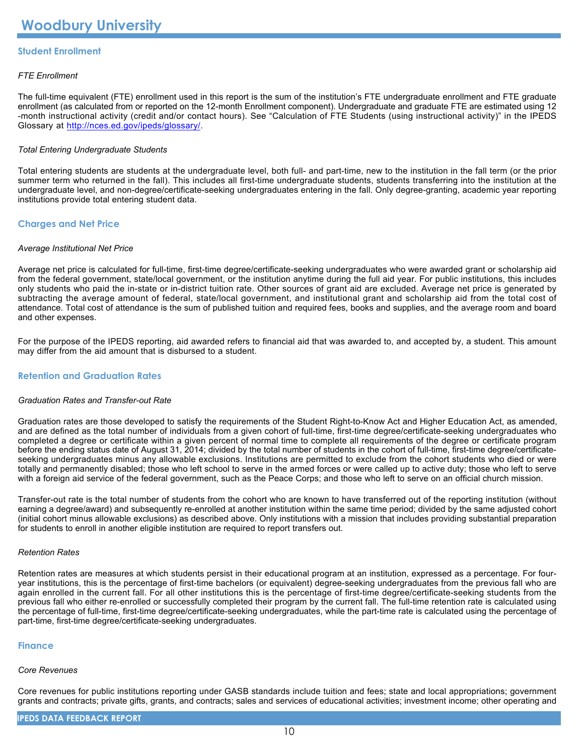# Woodbury University

## Student Enrollment

*FTE Enrollment*

The full-time equivalent (FTE) enrollment used in this report is the sum of the institution's FTE undergraduate enrollment and FTE graduate enrollment (as calculated from or reported on the 12-month Enrollment component). Undergraduate and graduate FTE are estimated using 12-month instructional activity (credit and/or contact hours). See "Calculation of FTE Students (using instructional activity)" in the IPEDS Glossary at [http://nces.ed.gov/ipeds/glossary/](http://nces.ed.gov/ipeds/glossary/).

*Total Entering Undergraduate Students*

Total entering students are students at the undergraduate level, both full- and part-time, new to the institution in the fall term (or the prior summer term who returned in the fall). This includes all first-time undergraduate students, students transferring into the institution at the undergraduate level, and non-degree/certificate-seeking undergraduates entering in the fall. Only degree-granting, academic year reporting institutions provide total entering student data.

## Charges and Net Price

*Average Institutional Net Price*

Average net price is calculated for full-time, first-time degree/certificate-seeking undergraduates who were awarded grant or scholarship aid from the federal government, state/local government, or the institution anytime during the full aid year. For public institutions, this includes only students who paid the in-state or in-district tuition rate. Other sources of grant aid are excluded. Average net price is generated by subtracting the average amount of federal, state/local government, and institutional grant and scholarship aid from the total cost of attendance. Total cost of attendance is the sum of published tuition and required fees, books and supplies, and the average room and board and other expenses.

For the purpose of the IPEDS reporting, aid awarded refers to financial aid that was awarded to, and accepted by, a student. This amount may differ from the aid amount that is disbursed to a student.

## Retention and Graduation Rates

*Graduation Rates and Transfer-out Rate*

Graduation rates are those developed to satisfy the requirements of the Student Right-to-Know Act and Higher Education Act, as amended, and are defined as the total number of individuals from a given cohort of full-time, first-time degree/certificate-seeking undergraduates who completed a degree or certificate within a given percent of normal time to complete all requirements of the degree or certificate program before the ending status date of August 31, 2014; divided by the total number of students in the cohort of full-time, first-time degree/certificate-seeking undergraduates minus any allowable exclusions. Institutions are permitted to exclude from the cohort students who died or were totally and permanently disabled; those who left school to serve in the armed forces or were called up to active duty; those who left to serve with a foreign aid service of the federal government, such as the Peace Corps; and those who left to serve on an official church mission.

Transfer-out rate is the total number of students from the cohort who are known to have transferred out of the reporting institution (without earning a degree/award) and subsequently re-enrolled at another institution within the same time period; divided by the same adjusted cohort (initial cohort minus allowable exclusions) as described above. Only institutions with a mission that includes providing substantial preparation for students to enroll in another eligible institution are required to report transfers out.

*Retention Rates*

Retention rates are measures at which students persist in their educational program at an institution, expressed as a percentage. For four-year institutions, this is the percentage of first-time bachelors (or equivalent) degree-seeking undergraduates from the previous fall who are again enrolled in the current fall. For all other institutions this is the percentage of first-time degree/certificate-seeking students from the previous fall who either re-enrolled or successfully completed their program by the current fall. The full-time retention rate is calculated using the percentage of full-time, first-time degree/certificate-seeking undergraduates, while the part-time rate is calculated using the percentage of part-time, first-time degree/certificate-seeking undergraduates.

## Finance

*Core Revenues*

Core revenues for public institutions reporting under GASB standards include tuition and fees; state and local appropriations; government grants and contracts; private gifts, grants, and contracts; sales and services of educational activities; investment income; other operating and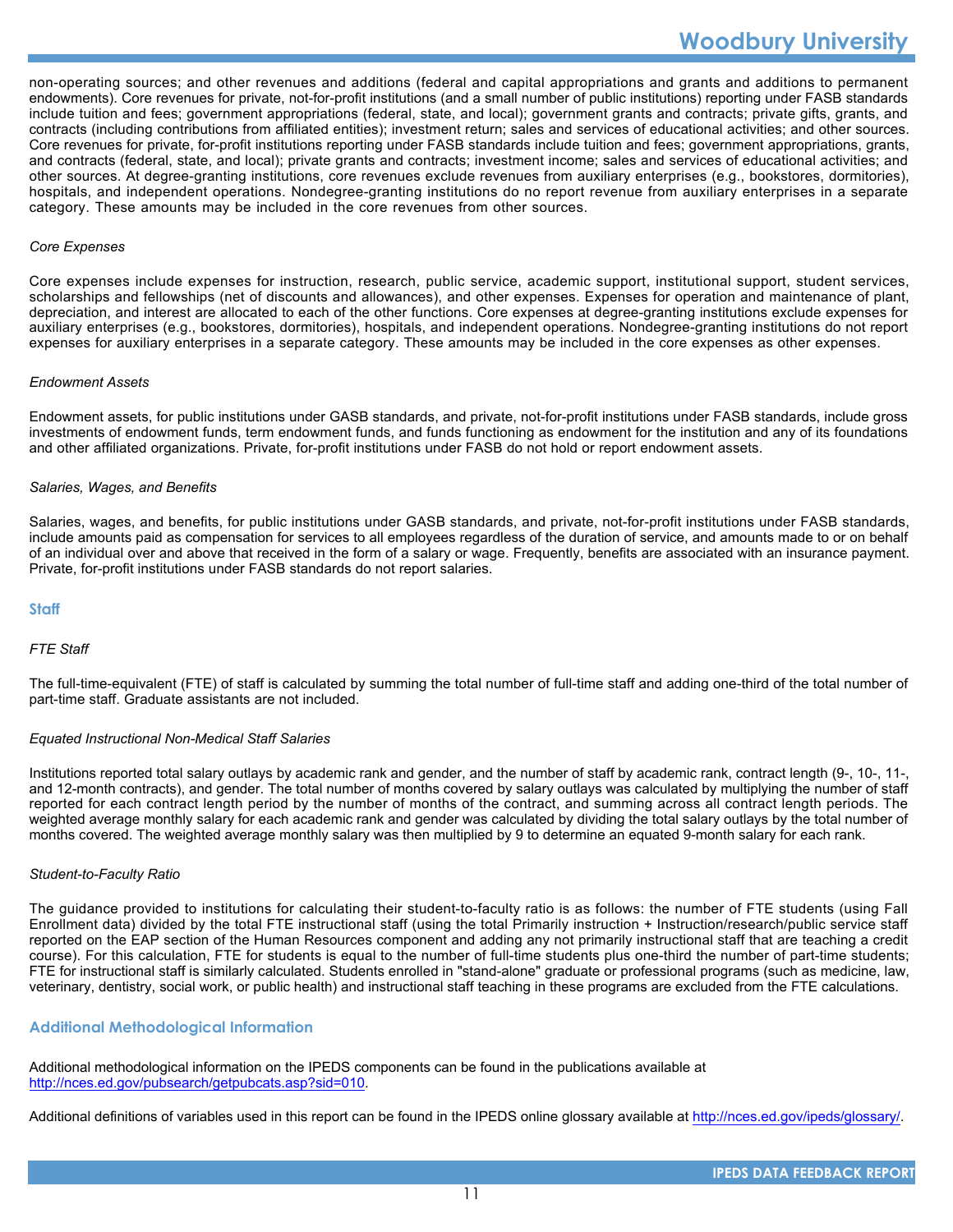non-operating sources; and other revenues and additions (federal and capital appropriations and grants and additions to permanent endowments). Core revenues for private, not-for-profit institutions (and a small number of public institutions) reporting under FASB standards include tuition and fees; government appropriations (federal, state, and local); government grants and contracts; private gifts, grants, and contracts (including contributions from affiliated entities); investment return; sales and services of educational activities; and other sources. Core revenues for private, for-profit institutions reporting under FASB standards include tuition and fees; government appropriations, grants, and contracts (federal, state, and local); private grants and contracts; investment income; sales and services of educational activities; and other sources. At degree-granting institutions, core revenues exclude revenues from auxiliary enterprises (e.g., bookstores, dormitories), hospitals, and independent operations. Nondegree-granting institutions do no report revenue from auxiliary enterprises in a separate category. These amounts may be included in the core revenues from other sources.

*Core Expenses*

Core expenses include expenses for instruction, research, public service, academic support, institutional support, student services, scholarships and fellowships (net of discounts and allowances), and other expenses. Expenses for operation and maintenance of plant, depreciation, and interest are allocated to each of the other functions. Core expenses at degree-granting institutions exclude expenses for auxiliary enterprises (e.g., bookstores, dormitories), hospitals, and independent operations. Nondegree-granting institutions do not report expenses for auxiliary enterprises in a separate category. These amounts may be included in the core expenses as other expenses.

*Endowment Assets*

Endowment assets, for public institutions under GASB standards, and private, not-for-profit institutions under FASB standards, include gross investments of endowment funds, term endowment funds, and funds functioning as endowment for the institution and any of its foundations and other affiliated organizations. Private, for-profit institutions under FASB do not hold or report endowment assets.

*Salaries, Wages, and Benefits*

Salaries, wages, and benefits, for public institutions under GASB standards, and private, not-for-profit institutions under FASB standards, include amounts paid as compensation for services to all employees regardless of the duration of service, and amounts made to or on behalf of an individual over and above that received in the form of a salary or wage. Frequently, benefits are associated with an insurance payment. Private, for-profit institutions under FASB standards do not report salaries.

## Staff

*FTE Staff*

The full-time-equivalent (FTE) of staff is calculated by summing the total number of full-time staff and adding one-third of the total number of part-time staff. Graduate assistants are not included.

*Equated Instructional Non-Medical Staff Salaries*

Institutions reported total salary outlays by academic rank and gender, and the number of staff by academic rank, contract length (9-, 10-, 11-, and 12-month contracts), and gender. The total number of months covered by salary outlays was calculated by multiplying the number of staff reported for each contract length period by the number of months of the contract, and summing across all contract length periods. The weighted average monthly salary for each academic rank and gender was calculated by dividing the total salary outlays by the total number of months covered. The weighted average monthly salary was then multiplied by 9 to determine an equated 9-month salary for each rank.

*Student-to-Faculty Ratio*

The guidance provided to institutions for calculating their student-to-faculty ratio is as follows: the number of FTE students (using Fall Enrollment data) divided by the total FTE instructional staff (using the total Primarily instruction + Instruction/research/public service staff reported on the EAP section of the Human Resources component and adding any not primarily instructional staff that are teaching a credit course). For this calculation, FTE for students is equal to the number of full-time students plus one-third the number of part-time students; FTE for instructional staff is similarly calculated. Students enrolled in "stand-alone" graduate or professional programs (such as medicine, law, veterinary, dentistry, social work, or public health) and instructional staff teaching in these programs are excluded from the FTE calculations.

## Additional Methodological Information

Additional methodological information on the IPEDS components can be found in the publications available at http://nces.ed.gov/pubsearch/getpubcats.asp?sid=010.

Additional definitions of variables used in this report can be found in the IPEDS online glossary available at http://nces.ed.gov/ipeds/glossary/.